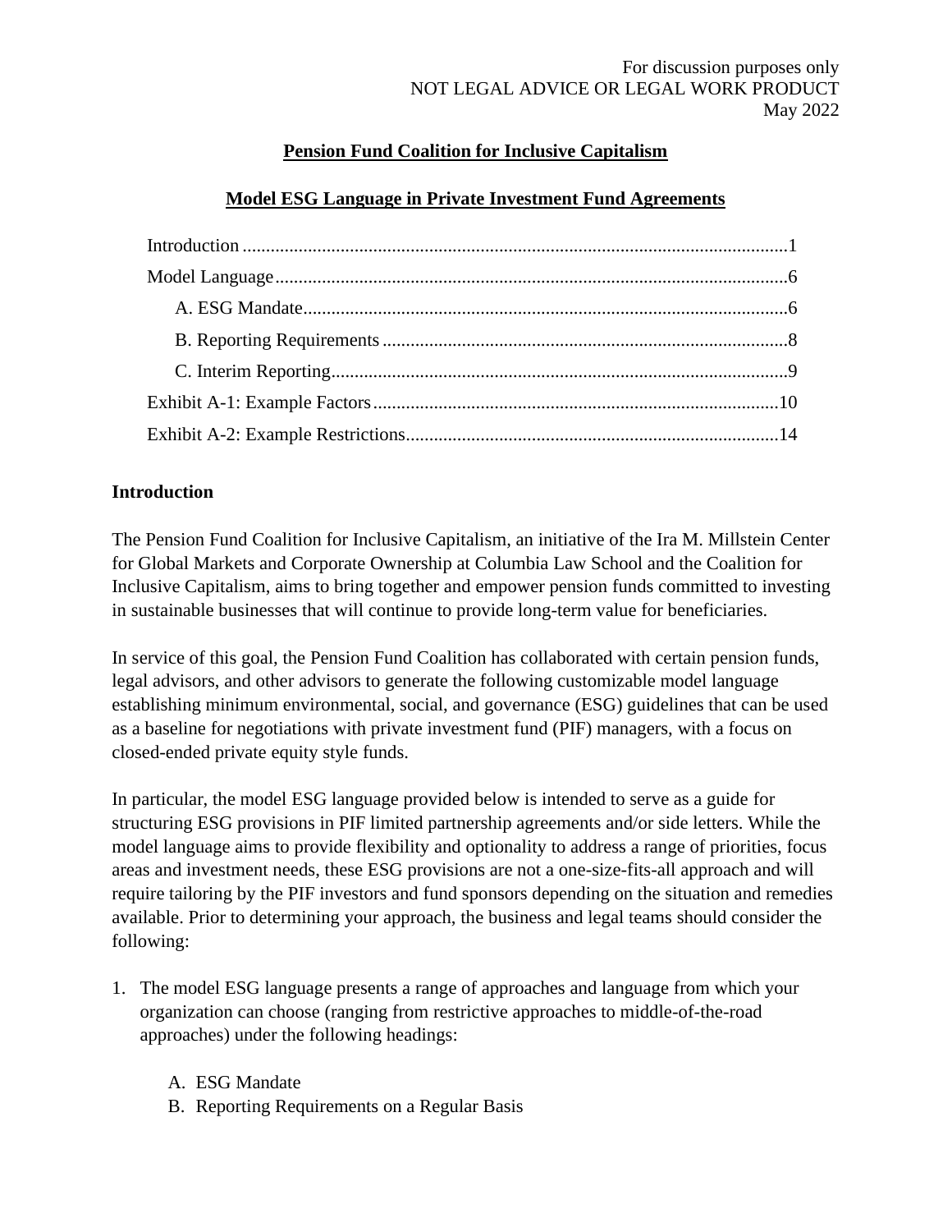For discussion purposes only
NOT LEGAL ADVICE OR LEGAL WORK PRODUCT
May 2022

# Pension Fund Coalition for Inclusive Capitalism

## Model ESG Language in Private Investment Fund Agreements

- Introduction .......... 1
- Model Language .......... 6
  - A. ESG Mandate .......... 6
  - B. Reporting Requirements .......... 8
  - C. Interim Reporting .......... 9
- Exhibit A-1: Example Factors .......... 10
- Exhibit A-2: Example Restrictions .......... 14

## Introduction

The Pension Fund Coalition for Inclusive Capitalism, an initiative of the Ira M. Millstein Center for Global Markets and Corporate Ownership at Columbia Law School and the Coalition for Inclusive Capitalism, aims to bring together and empower pension funds committed to investing in sustainable businesses that will continue to provide long-term value for beneficiaries.

In service of this goal, the Pension Fund Coalition has collaborated with certain pension funds, legal advisors, and other advisors to generate the following customizable model language establishing minimum environmental, social, and governance (ESG) guidelines that can be used as a baseline for negotiations with private investment fund (PIF) managers, with a focus on closed-ended private equity style funds.

In particular, the model ESG language provided below is intended to serve as a guide for structuring ESG provisions in PIF limited partnership agreements and/or side letters. While the model language aims to provide flexibility and optionality to address a range of priorities, focus areas and investment needs, these ESG provisions are not a one-size-fits-all approach and will require tailoring by the PIF investors and fund sponsors depending on the situation and remedies available. Prior to determining your approach, the business and legal teams should consider the following:

1. The model ESG language presents a range of approaches and language from which your organization can choose (ranging from restrictive approaches to middle-of-the-road approaches) under the following headings:

   A. ESG Mandate
   B. Reporting Requirements on a Regular Basis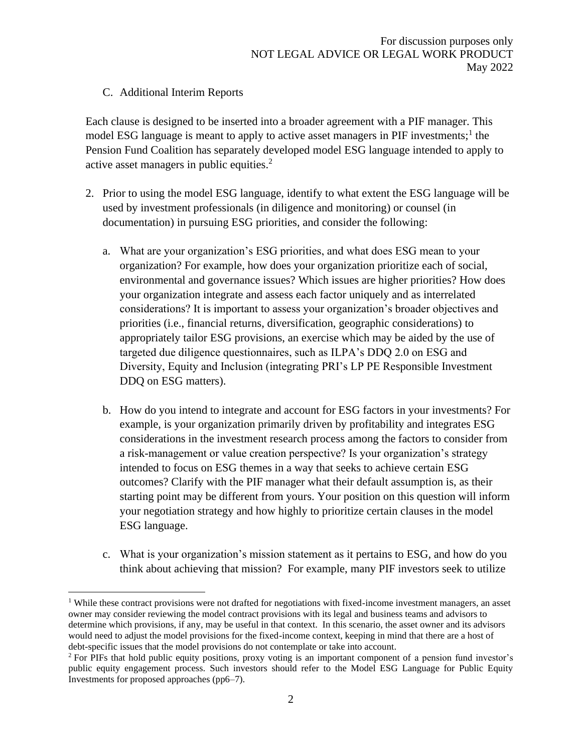C. Additional Interim Reports

Each clause is designed to be inserted into a broader agreement with a PIF manager. This model ESG language is meant to apply to active asset managers in PIF investments;[1] the Pension Fund Coalition has separately developed model ESG language intended to apply to active asset managers in public equities.[2]

2. Prior to using the model ESG language, identify to what extent the ESG language will be used by investment professionals (in diligence and monitoring) or counsel (in documentation) in pursuing ESG priorities, and consider the following:

   a. What are your organization's ESG priorities, and what does ESG mean to your organization? For example, how does your organization prioritize each of social, environmental and governance issues? Which issues are higher priorities? How does your organization integrate and assess each factor uniquely and as interrelated considerations? It is important to assess your organization's broader objectives and priorities (i.e., financial returns, diversification, geographic considerations) to appropriately tailor ESG provisions, an exercise which may be aided by the use of targeted due diligence questionnaires, such as ILPA's DDQ 2.0 on ESG and Diversity, Equity and Inclusion (integrating PRI's LP PE Responsible Investment DDQ on ESG matters).

   b. How do you intend to integrate and account for ESG factors in your investments? For example, is your organization primarily driven by profitability and integrates ESG considerations in the investment research process among the factors to consider from a risk-management or value creation perspective? Is your organization's strategy intended to focus on ESG themes in a way that seeks to achieve certain ESG outcomes? Clarify with the PIF manager what their default assumption is, as their starting point may be different from yours. Your position on this question will inform your negotiation strategy and how highly to prioritize certain clauses in the model ESG language.

   c. What is your organization's mission statement as it pertains to ESG, and how do you think about achieving that mission? For example, many PIF investors seek to utilize

---

[1] While these contract provisions were not drafted for negotiations with fixed-income investment managers, an asset owner may consider reviewing the model contract provisions with its legal and business teams and advisors to determine which provisions, if any, may be useful in that context. In this scenario, the asset owner and its advisors would need to adjust the model provisions for the fixed-income context, keeping in mind that there are a host of debt-specific issues that the model provisions do not contemplate or take into account.

[2] For PIFs that hold public equity positions, proxy voting is an important component of a pension fund investor's public equity engagement process. Such investors should refer to the Model ESG Language for Public Equity Investments for proposed approaches (pp6–7).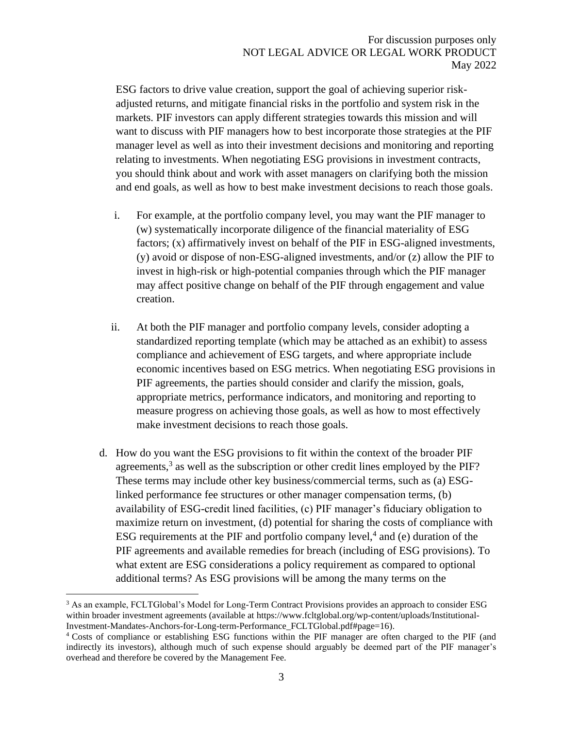ESG factors to drive value creation, support the goal of achieving superior risk-adjusted returns, and mitigate financial risks in the portfolio and system risk in the markets. PIF investors can apply different strategies towards this mission and will want to discuss with PIF managers how to best incorporate those strategies at the PIF manager level as well as into their investment decisions and monitoring and reporting relating to investments. When negotiating ESG provisions in investment contracts, you should think about and work with asset managers on clarifying both the mission and end goals, as well as how to best make investment decisions to reach those goals.

i. For example, at the portfolio company level, you may want the PIF manager to (w) systematically incorporate diligence of the financial materiality of ESG factors; (x) affirmatively invest on behalf of the PIF in ESG-aligned investments, (y) avoid or dispose of non-ESG-aligned investments, and/or (z) allow the PIF to invest in high-risk or high-potential companies through which the PIF manager may affect positive change on behalf of the PIF through engagement and value creation.

ii. At both the PIF manager and portfolio company levels, consider adopting a standardized reporting template (which may be attached as an exhibit) to assess compliance and achievement of ESG targets, and where appropriate include economic incentives based on ESG metrics. When negotiating ESG provisions in PIF agreements, the parties should consider and clarify the mission, goals, appropriate metrics, performance indicators, and monitoring and reporting to measure progress on achieving those goals, as well as how to most effectively make investment decisions to reach those goals.

d. How do you want the ESG provisions to fit within the context of the broader PIF agreements,[3] as well as the subscription or other credit lines employed by the PIF? These terms may include other key business/commercial terms, such as (a) ESG-linked performance fee structures or other manager compensation terms, (b) availability of ESG-credit lined facilities, (c) PIF manager's fiduciary obligation to maximize return on investment, (d) potential for sharing the costs of compliance with ESG requirements at the PIF and portfolio company level,[4] and (e) duration of the PIF agreements and available remedies for breach (including of ESG provisions). To what extent are ESG considerations a policy requirement as compared to optional additional terms? As ESG provisions will be among the many terms on the

---

[3] As an example, FCLTGlobal's Model for Long-Term Contract Provisions provides an approach to consider ESG within broader investment agreements (available at https://www.fcltglobal.org/wp-content/uploads/Institutional-Investment-Mandates-Anchors-for-Long-term-Performance_FCLTGlobal.pdf#page=16).

[4] Costs of compliance or establishing ESG functions within the PIF manager are often charged to the PIF (and indirectly its investors), although much of such expense should arguably be deemed part of the PIF manager's overhead and therefore be covered by the Management Fee.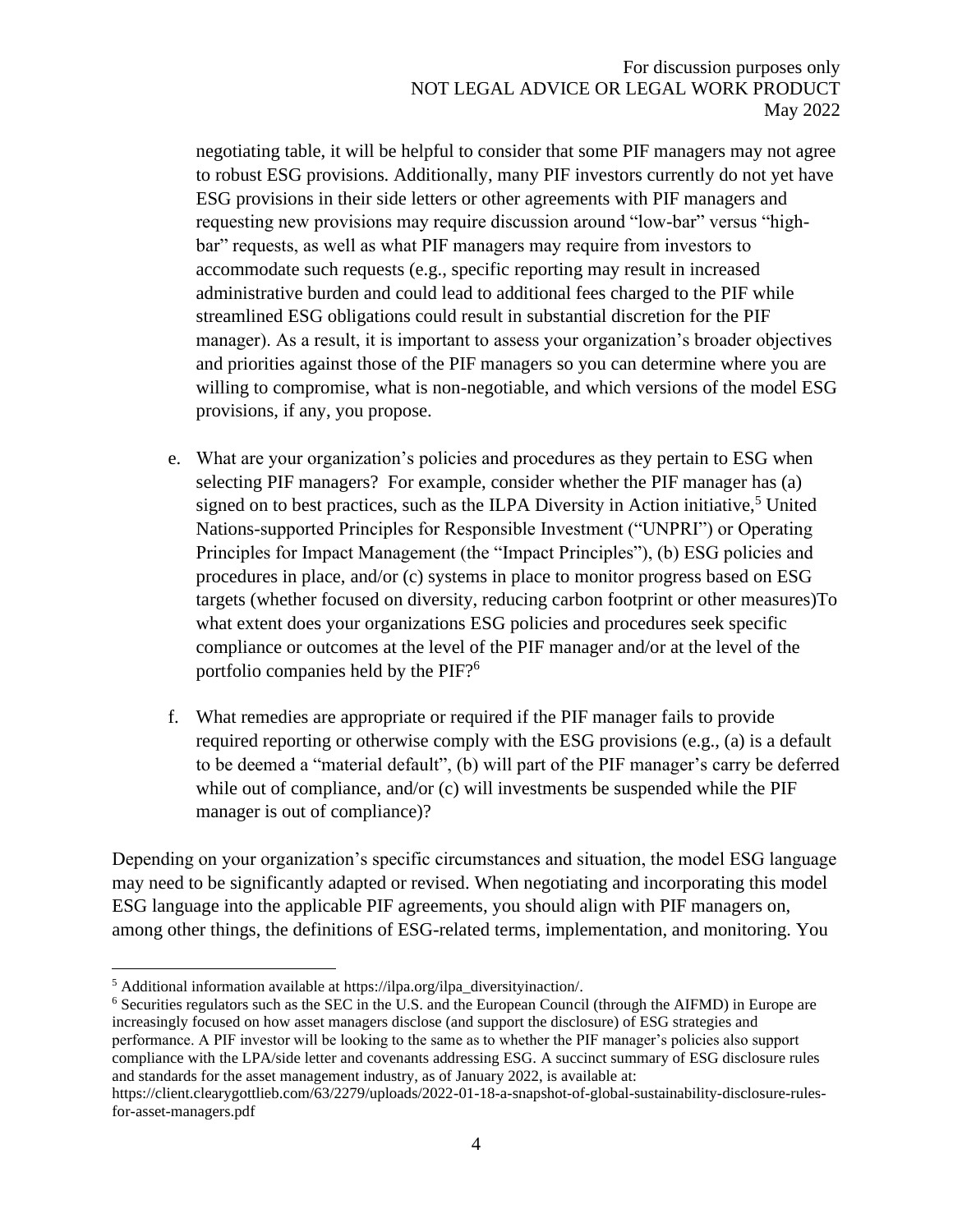negotiating table, it will be helpful to consider that some PIF managers may not agree to robust ESG provisions. Additionally, many PIF investors currently do not yet have ESG provisions in their side letters or other agreements with PIF managers and requesting new provisions may require discussion around "low-bar" versus "high-bar" requests, as well as what PIF managers may require from investors to accommodate such requests (e.g., specific reporting may result in increased administrative burden and could lead to additional fees charged to the PIF while streamlined ESG obligations could result in substantial discretion for the PIF manager). As a result, it is important to assess your organization's broader objectives and priorities against those of the PIF managers so you can determine where you are willing to compromise, what is non-negotiable, and which versions of the model ESG provisions, if any, you propose.

e. What are your organization's policies and procedures as they pertain to ESG when selecting PIF managers? For example, consider whether the PIF manager has (a) signed on to best practices, such as the ILPA Diversity in Action initiative,[5] United Nations-supported Principles for Responsible Investment ("UNPRI") or Operating Principles for Impact Management (the "Impact Principles"), (b) ESG policies and procedures in place, and/or (c) systems in place to monitor progress based on ESG targets (whether focused on diversity, reducing carbon footprint or other measures)To what extent does your organizations ESG policies and procedures seek specific compliance or outcomes at the level of the PIF manager and/or at the level of the portfolio companies held by the PIF?[6]

f. What remedies are appropriate or required if the PIF manager fails to provide required reporting or otherwise comply with the ESG provisions (e.g., (a) is a default to be deemed a "material default", (b) will part of the PIF manager's carry be deferred while out of compliance, and/or (c) will investments be suspended while the PIF manager is out of compliance)?

Depending on your organization's specific circumstances and situation, the model ESG language may need to be significantly adapted or revised. When negotiating and incorporating this model ESG language into the applicable PIF agreements, you should align with PIF managers on, among other things, the definitions of ESG-related terms, implementation, and monitoring. You

---

[5] Additional information available at https://ilpa.org/ilpa_diversityinaction/.

[6] Securities regulators such as the SEC in the U.S. and the European Council (through the AIFMD) in Europe are increasingly focused on how asset managers disclose (and support the disclosure) of ESG strategies and performance. A PIF investor will be looking to the same as to whether the PIF manager's policies also support compliance with the LPA/side letter and covenants addressing ESG. A succinct summary of ESG disclosure rules and standards for the asset management industry, as of January 2022, is available at: https://client.clearygottlieb.com/63/2279/uploads/2022-01-18-a-snapshot-of-global-sustainability-disclosure-rules-for-asset-managers.pdf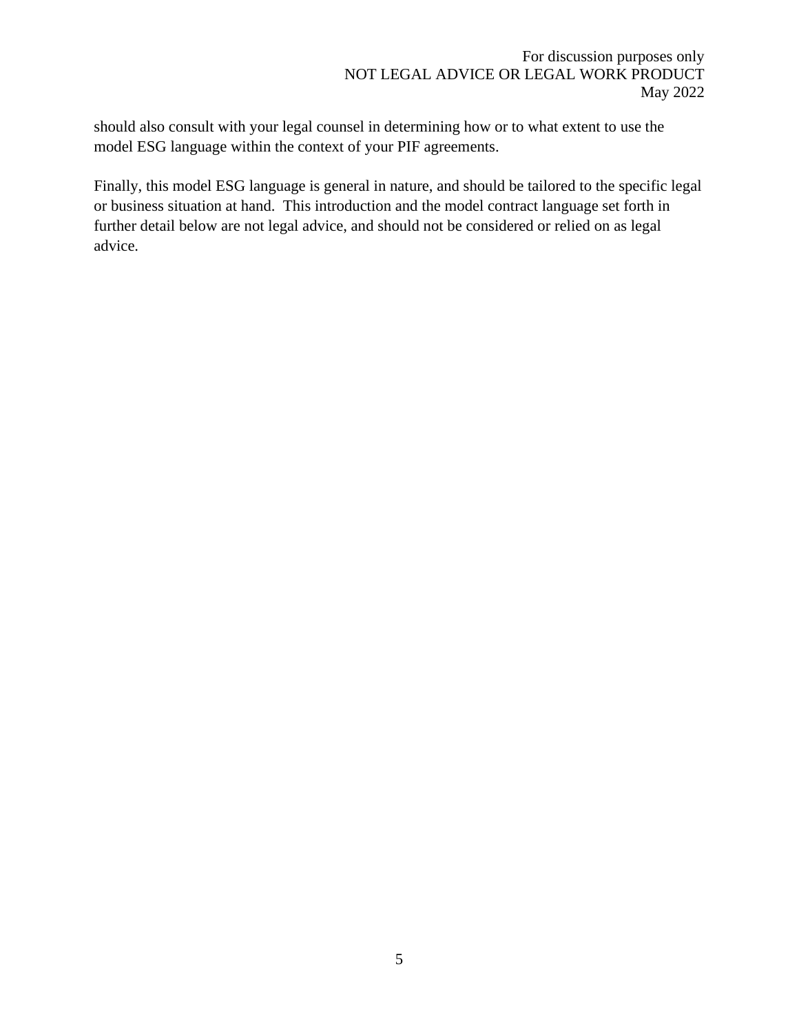should also consult with your legal counsel in determining how or to what extent to use the model ESG language within the context of your PIF agreements.

Finally, this model ESG language is general in nature, and should be tailored to the specific legal or business situation at hand. This introduction and the model contract language set forth in further detail below are not legal advice, and should not be considered or relied on as legal advice.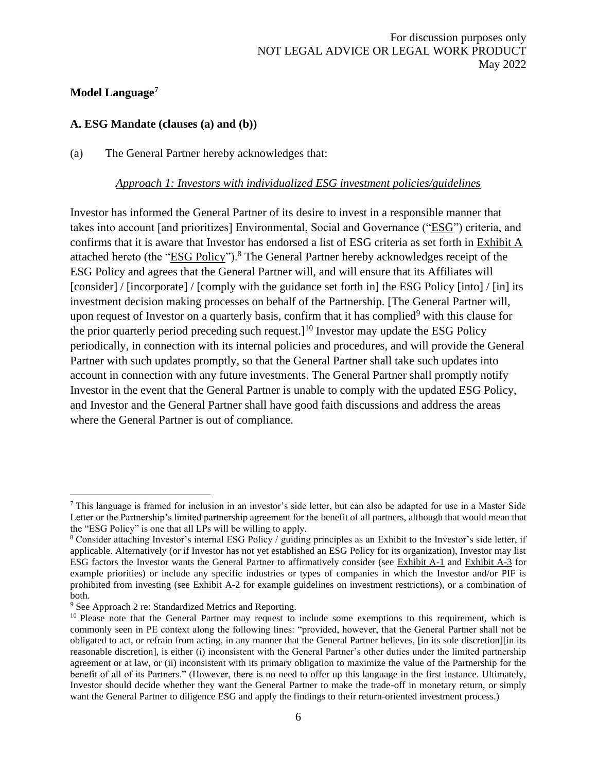## Model Language[7]

### A. ESG Mandate (clauses (a) and (b))

(a) The General Partner hereby acknowledges that:

*Approach 1: Investors with individualized ESG investment policies/guidelines*

Investor has informed the General Partner of its desire to invest in a responsible manner that takes into account [and prioritizes] Environmental, Social and Governance ("ESG") criteria, and confirms that it is aware that Investor has endorsed a list of ESG criteria as set forth in Exhibit A attached hereto (the "ESG Policy").[8] The General Partner hereby acknowledges receipt of the ESG Policy and agrees that the General Partner will, and will ensure that its Affiliates will [consider] / [incorporate] / [comply with the guidance set forth in] the ESG Policy [into] / [in] its investment decision making processes on behalf of the Partnership. [The General Partner will, upon request of Investor on a quarterly basis, confirm that it has complied[9] with this clause for the prior quarterly period preceding such request.][10] Investor may update the ESG Policy periodically, in connection with its internal policies and procedures, and will provide the General Partner with such updates promptly, so that the General Partner shall take such updates into account in connection with any future investments. The General Partner shall promptly notify Investor in the event that the General Partner is unable to comply with the updated ESG Policy, and Investor and the General Partner shall have good faith discussions and address the areas where the General Partner is out of compliance.

---

[7] This language is framed for inclusion in an investor's side letter, but can also be adapted for use in a Master Side Letter or the Partnership's limited partnership agreement for the benefit of all partners, although that would mean that the "ESG Policy" is one that all LPs will be willing to apply.

[8] Consider attaching Investor's internal ESG Policy / guiding principles as an Exhibit to the Investor's side letter, if applicable. Alternatively (or if Investor has not yet established an ESG Policy for its organization), Investor may list ESG factors the Investor wants the General Partner to affirmatively consider (see Exhibit A-1 and Exhibit A-3 for example priorities) or include any specific industries or types of companies in which the Investor and/or PIF is prohibited from investing (see Exhibit A-2 for example guidelines on investment restrictions), or a combination of both.

[9] See Approach 2 re: Standardized Metrics and Reporting.

[10] Please note that the General Partner may request to include some exemptions to this requirement, which is commonly seen in PE context along the following lines: "provided, however, that the General Partner shall not be obligated to act, or refrain from acting, in any manner that the General Partner believes, [in its sole discretion][in its reasonable discretion], is either (i) inconsistent with the General Partner's other duties under the limited partnership agreement or at law, or (ii) inconsistent with its primary obligation to maximize the value of the Partnership for the benefit of all of its Partners." (However, there is no need to offer up this language in the first instance. Ultimately, Investor should decide whether they want the General Partner to make the trade-off in monetary return, or simply want the General Partner to diligence ESG and apply the findings to their return-oriented investment process.)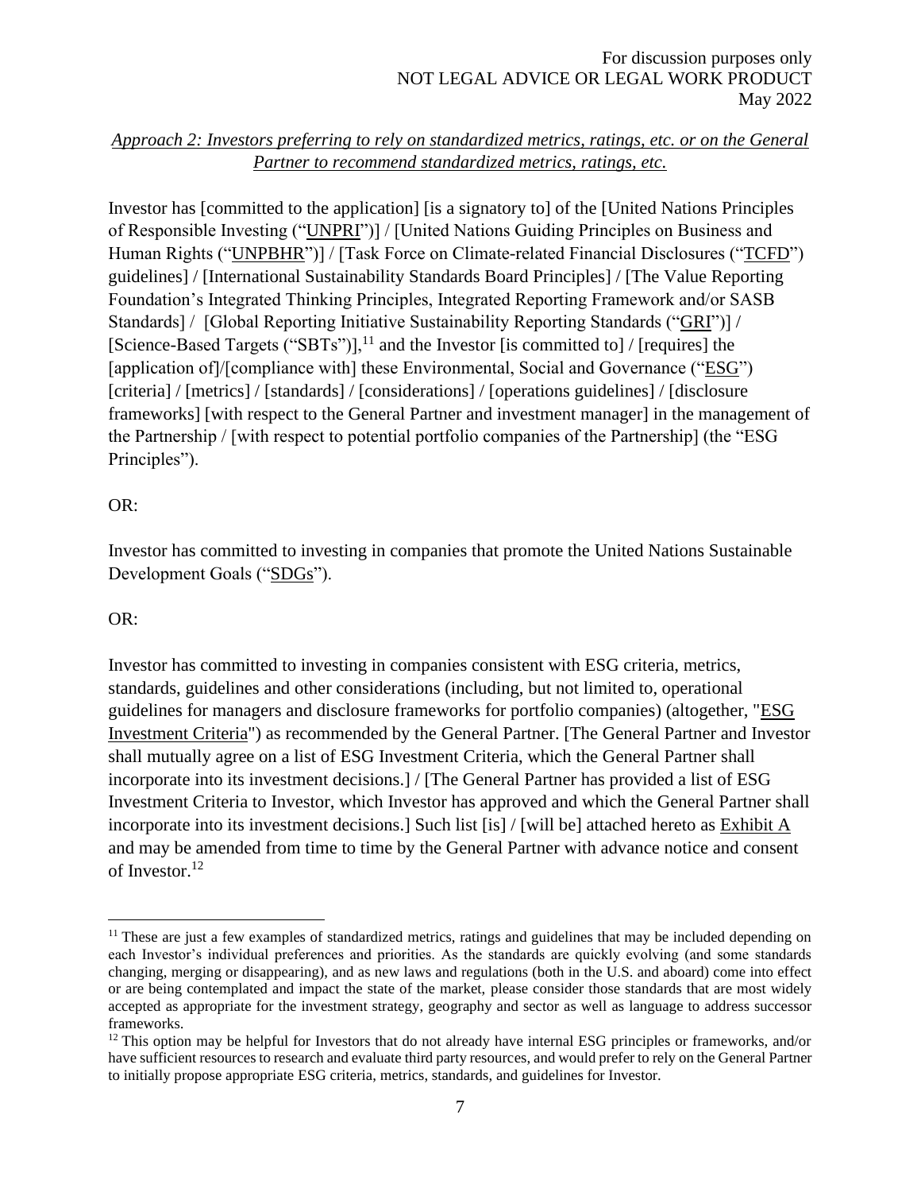*Approach 2: Investors preferring to rely on standardized metrics, ratings, etc. or on the General Partner to recommend standardized metrics, ratings, etc.*

Investor has [committed to the application] [is a signatory to] of the [United Nations Principles of Responsible Investing ("UNPRI")] / [United Nations Guiding Principles on Business and Human Rights ("UNPBHR")] / [Task Force on Climate-related Financial Disclosures ("TCFD") guidelines] / [International Sustainability Standards Board Principles] / [The Value Reporting Foundation's Integrated Thinking Principles, Integrated Reporting Framework and/or SASB Standards] / [Global Reporting Initiative Sustainability Reporting Standards ("GRI")] / [Science-Based Targets ("SBTs")],[11] and the Investor [is committed to] / [requires] the [application of]/[compliance with] these Environmental, Social and Governance ("ESG") [criteria] / [metrics] / [standards] / [considerations] / [operations guidelines] / [disclosure frameworks] [with respect to the General Partner and investment manager] in the management of the Partnership / [with respect to potential portfolio companies of the Partnership] (the "ESG Principles").

OR:

Investor has committed to investing in companies that promote the United Nations Sustainable Development Goals ("SDGs").

OR:

Investor has committed to investing in companies consistent with ESG criteria, metrics, standards, guidelines and other considerations (including, but not limited to, operational guidelines for managers and disclosure frameworks for portfolio companies) (altogether, "ESG Investment Criteria") as recommended by the General Partner. [The General Partner and Investor shall mutually agree on a list of ESG Investment Criteria, which the General Partner shall incorporate into its investment decisions.] / [The General Partner has provided a list of ESG Investment Criteria to Investor, which Investor has approved and which the General Partner shall incorporate into its investment decisions.] Such list [is] / [will be] attached hereto as Exhibit A and may be amended from time to time by the General Partner with advance notice and consent of Investor.[12]

---

[11] These are just a few examples of standardized metrics, ratings and guidelines that may be included depending on each Investor's individual preferences and priorities. As the standards are quickly evolving (and some standards changing, merging or disappearing), and as new laws and regulations (both in the U.S. and aboard) come into effect or are being contemplated and impact the state of the market, please consider those standards that are most widely accepted as appropriate for the investment strategy, geography and sector as well as language to address successor frameworks.

[12] This option may be helpful for Investors that do not already have internal ESG principles or frameworks, and/or have sufficient resources to research and evaluate third party resources, and would prefer to rely on the General Partner to initially propose appropriate ESG criteria, metrics, standards, and guidelines for Investor.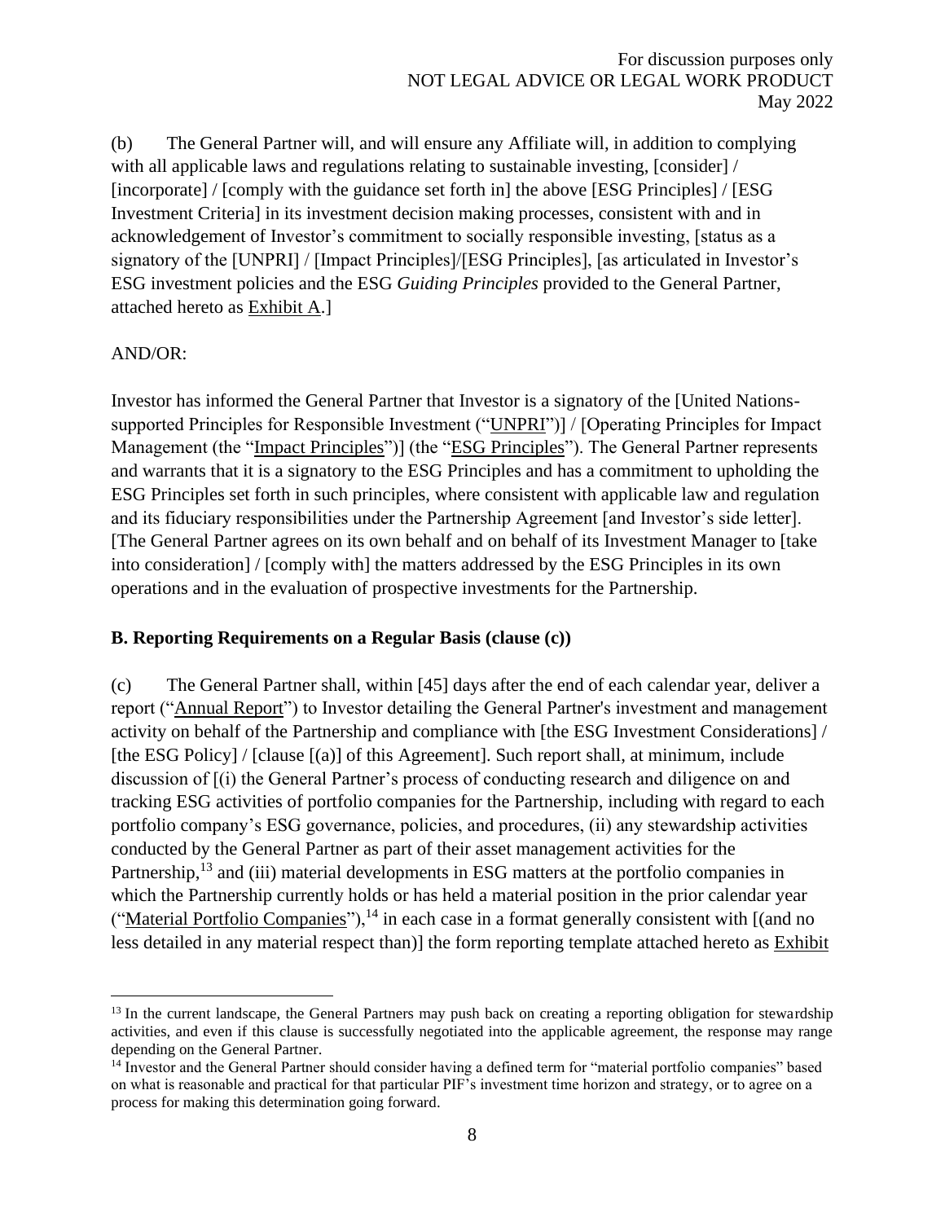(b) The General Partner will, and will ensure any Affiliate will, in addition to complying with all applicable laws and regulations relating to sustainable investing, [consider] / [incorporate] / [comply with the guidance set forth in] the above [ESG Principles] / [ESG Investment Criteria] in its investment decision making processes, consistent with and in acknowledgement of Investor's commitment to socially responsible investing, [status as a signatory of the [UNPRI] / [Impact Principles]/[ESG Principles], [as articulated in Investor's ESG investment policies and the ESG *Guiding Principles* provided to the General Partner, attached hereto as Exhibit A.]

AND/OR:

Investor has informed the General Partner that Investor is a signatory of the [United Nations-supported Principles for Responsible Investment ("UNPRI")] / [Operating Principles for Impact Management (the "Impact Principles")] (the "ESG Principles"). The General Partner represents and warrants that it is a signatory to the ESG Principles and has a commitment to upholding the ESG Principles set forth in such principles, where consistent with applicable law and regulation and its fiduciary responsibilities under the Partnership Agreement [and Investor's side letter]. [The General Partner agrees on its own behalf and on behalf of its Investment Manager to [take into consideration] / [comply with] the matters addressed by the ESG Principles in its own operations and in the evaluation of prospective investments for the Partnership.

**B. Reporting Requirements on a Regular Basis (clause (c))**

(c) The General Partner shall, within [45] days after the end of each calendar year, deliver a report ("Annual Report") to Investor detailing the General Partner's investment and management activity on behalf of the Partnership and compliance with [the ESG Investment Considerations] / [the ESG Policy] / [clause [(a)] of this Agreement]. Such report shall, at minimum, include discussion of [(i) the General Partner's process of conducting research and diligence on and tracking ESG activities of portfolio companies for the Partnership, including with regard to each portfolio company's ESG governance, policies, and procedures, (ii) any stewardship activities conducted by the General Partner as part of their asset management activities for the Partnership,[13] and (iii) material developments in ESG matters at the portfolio companies in which the Partnership currently holds or has held a material position in the prior calendar year ("Material Portfolio Companies"),[14] in each case in a format generally consistent with [(and no less detailed in any material respect than)] the form reporting template attached hereto as Exhibit

[13] In the current landscape, the General Partners may push back on creating a reporting obligation for stewardship activities, and even if this clause is successfully negotiated into the applicable agreement, the response may range depending on the General Partner.

[14] Investor and the General Partner should consider having a defined term for "material portfolio companies" based on what is reasonable and practical for that particular PIF's investment time horizon and strategy, or to agree on a process for making this determination going forward.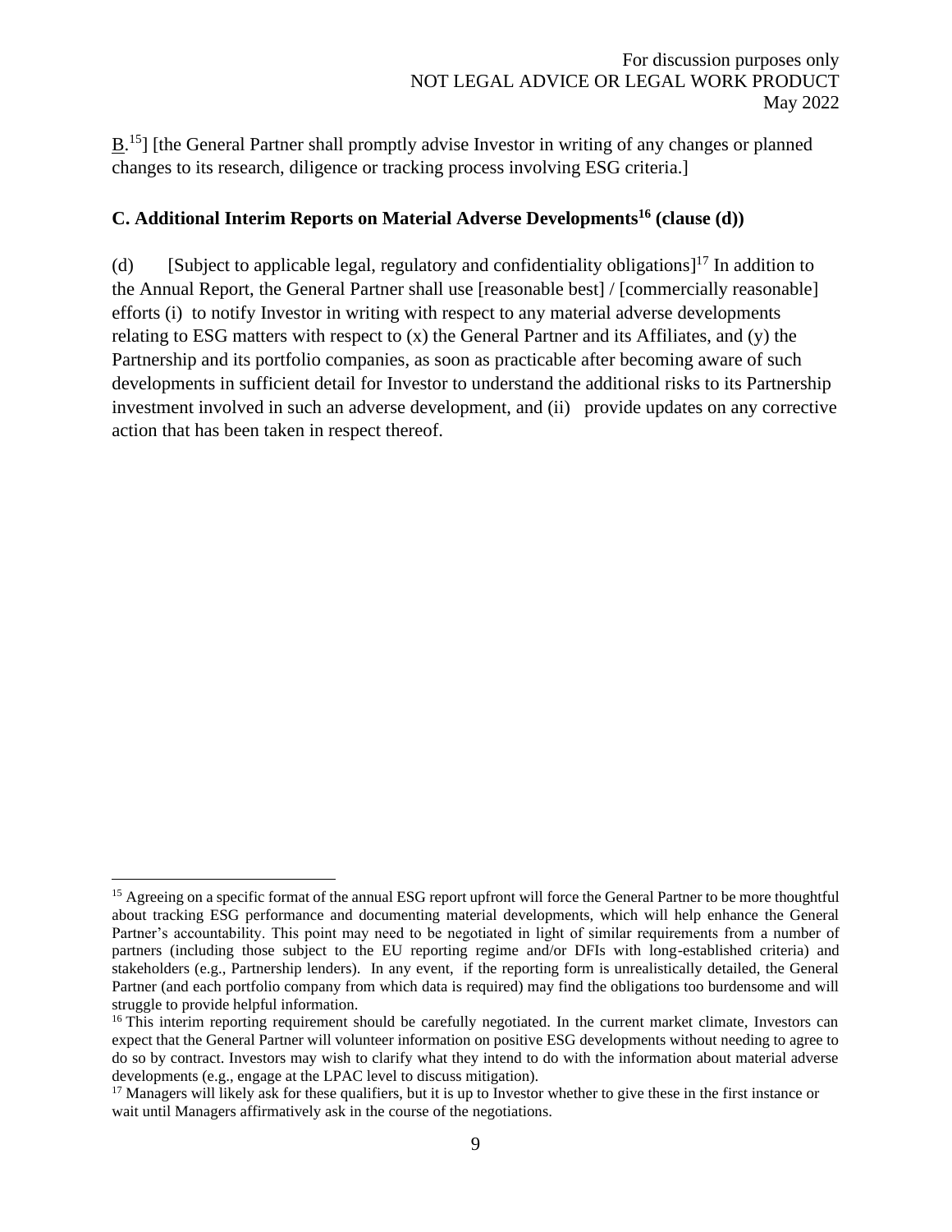B.[15]] [the General Partner shall promptly advise Investor in writing of any changes or planned changes to its research, diligence or tracking process involving ESG criteria.]

### C. Additional Interim Reports on Material Adverse Developments[16] (clause (d))

(d) [Subject to applicable legal, regulatory and confidentiality obligations][17] In addition to the Annual Report, the General Partner shall use [reasonable best] / [commercially reasonable] efforts (i) to notify Investor in writing with respect to any material adverse developments relating to ESG matters with respect to (x) the General Partner and its Affiliates, and (y) the Partnership and its portfolio companies, as soon as practicable after becoming aware of such developments in sufficient detail for Investor to understand the additional risks to its Partnership investment involved in such an adverse development, and (ii) provide updates on any corrective action that has been taken in respect thereof.

---

[15] Agreeing on a specific format of the annual ESG report upfront will force the General Partner to be more thoughtful about tracking ESG performance and documenting material developments, which will help enhance the General Partner's accountability. This point may need to be negotiated in light of similar requirements from a number of partners (including those subject to the EU reporting regime and/or DFIs with long-established criteria) and stakeholders (e.g., Partnership lenders). In any event, if the reporting form is unrealistically detailed, the General Partner (and each portfolio company from which data is required) may find the obligations too burdensome and will struggle to provide helpful information.

[16] This interim reporting requirement should be carefully negotiated. In the current market climate, Investors can expect that the General Partner will volunteer information on positive ESG developments without needing to agree to do so by contract. Investors may wish to clarify what they intend to do with the information about material adverse developments (e.g., engage at the LPAC level to discuss mitigation).

[17] Managers will likely ask for these qualifiers, but it is up to Investor whether to give these in the first instance or wait until Managers affirmatively ask in the course of the negotiations.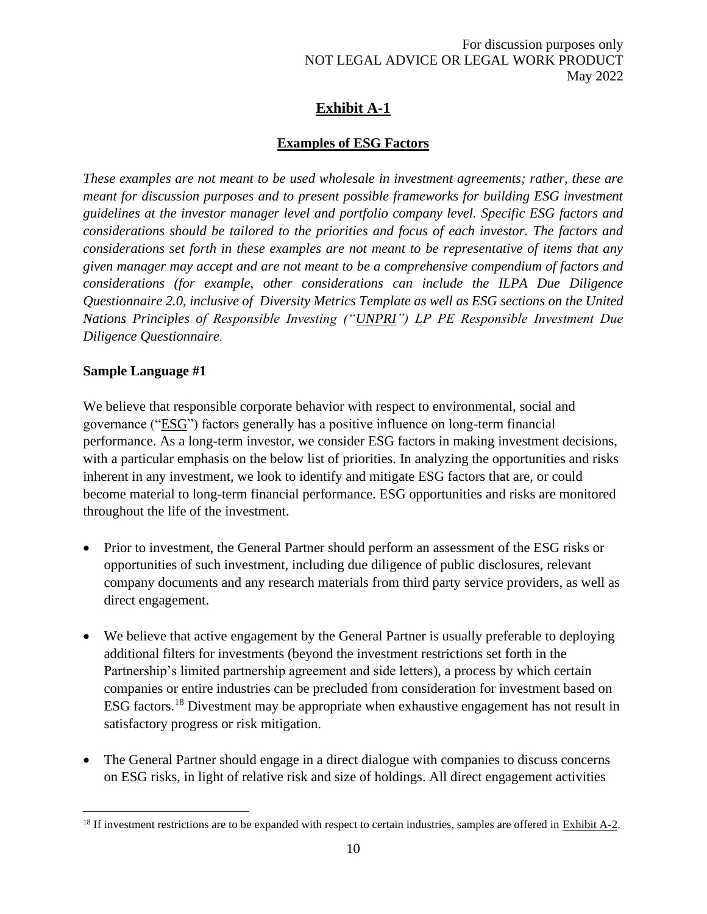# Exhibit A-1

## Examples of ESG Factors

*These examples are not meant to be used wholesale in investment agreements; rather, these are meant for discussion purposes and to present possible frameworks for building ESG investment guidelines at the investor manager level and portfolio company level. Specific ESG factors and considerations should be tailored to the priorities and focus of each investor. The factors and considerations set forth in these examples are not meant to be representative of items that any given manager may accept and are not meant to be a comprehensive compendium of factors and considerations (for example, other considerations can include the ILPA Due Diligence Questionnaire 2.0, inclusive of Diversity Metrics Template as well as ESG sections on the United Nations Principles of Responsible Investing ("UNPRI") LP PE Responsible Investment Due Diligence Questionnaire.*

**Sample Language #1**

We believe that responsible corporate behavior with respect to environmental, social and governance ("ESG") factors generally has a positive influence on long-term financial performance. As a long-term investor, we consider ESG factors in making investment decisions, with a particular emphasis on the below list of priorities. In analyzing the opportunities and risks inherent in any investment, we look to identify and mitigate ESG factors that are, or could become material to long-term financial performance. ESG opportunities and risks are monitored throughout the life of the investment.

- Prior to investment, the General Partner should perform an assessment of the ESG risks or opportunities of such investment, including due diligence of public disclosures, relevant company documents and any research materials from third party service providers, as well as direct engagement.
- We believe that active engagement by the General Partner is usually preferable to deploying additional filters for investments (beyond the investment restrictions set forth in the Partnership's limited partnership agreement and side letters), a process by which certain companies or entire industries can be precluded from consideration for investment based on ESG factors.[18] Divestment may be appropriate when exhaustive engagement has not result in satisfactory progress or risk mitigation.
- The General Partner should engage in a direct dialogue with companies to discuss concerns on ESG risks, in light of relative risk and size of holdings. All direct engagement activities

[18] If investment restrictions are to be expanded with respect to certain industries, samples are offered in Exhibit A-2.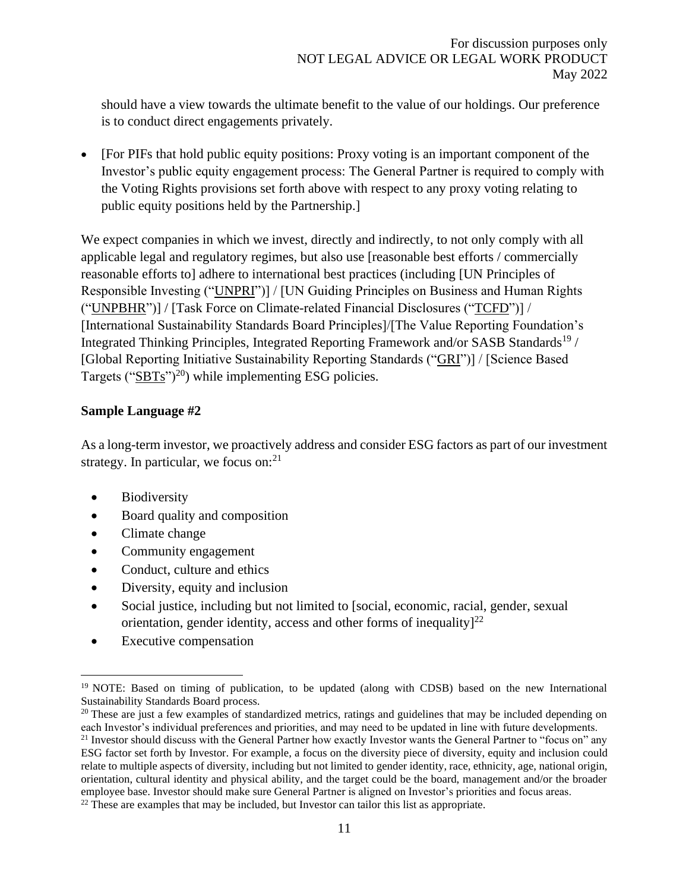should have a view towards the ultimate benefit to the value of our holdings. Our preference is to conduct direct engagements privately.

- [For PIFs that hold public equity positions: Proxy voting is an important component of the Investor's public equity engagement process: The General Partner is required to comply with the Voting Rights provisions set forth above with respect to any proxy voting relating to public equity positions held by the Partnership.]

We expect companies in which we invest, directly and indirectly, to not only comply with all applicable legal and regulatory regimes, but also use [reasonable best efforts / commercially reasonable efforts to] adhere to international best practices (including [UN Principles of Responsible Investing ("UNPRI")] / [UN Guiding Principles on Business and Human Rights ("UNPBHR")] / [Task Force on Climate-related Financial Disclosures ("TCFD")] / [International Sustainability Standards Board Principles]/[The Value Reporting Foundation's Integrated Thinking Principles, Integrated Reporting Framework and/or SASB Standards[19] / [Global Reporting Initiative Sustainability Reporting Standards ("GRI")] / [Science Based Targets ("SBTs")[20]) while implementing ESG policies.

**Sample Language #2**

As a long-term investor, we proactively address and consider ESG factors as part of our investment strategy. In particular, we focus on:[21]

- Biodiversity
- Board quality and composition
- Climate change
- Community engagement
- Conduct, culture and ethics
- Diversity, equity and inclusion
- Social justice, including but not limited to [social, economic, racial, gender, sexual orientation, gender identity, access and other forms of inequality][22]
- Executive compensation

---

[19] NOTE: Based on timing of publication, to be updated (along with CDSB) based on the new International Sustainability Standards Board process.

[20] These are just a few examples of standardized metrics, ratings and guidelines that may be included depending on each Investor's individual preferences and priorities, and may need to be updated in line with future developments.

[21] Investor should discuss with the General Partner how exactly Investor wants the General Partner to "focus on" any ESG factor set forth by Investor. For example, a focus on the diversity piece of diversity, equity and inclusion could relate to multiple aspects of diversity, including but not limited to gender identity, race, ethnicity, age, national origin, orientation, cultural identity and physical ability, and the target could be the board, management and/or the broader employee base. Investor should make sure General Partner is aligned on Investor's priorities and focus areas.

[22] These are examples that may be included, but Investor can tailor this list as appropriate.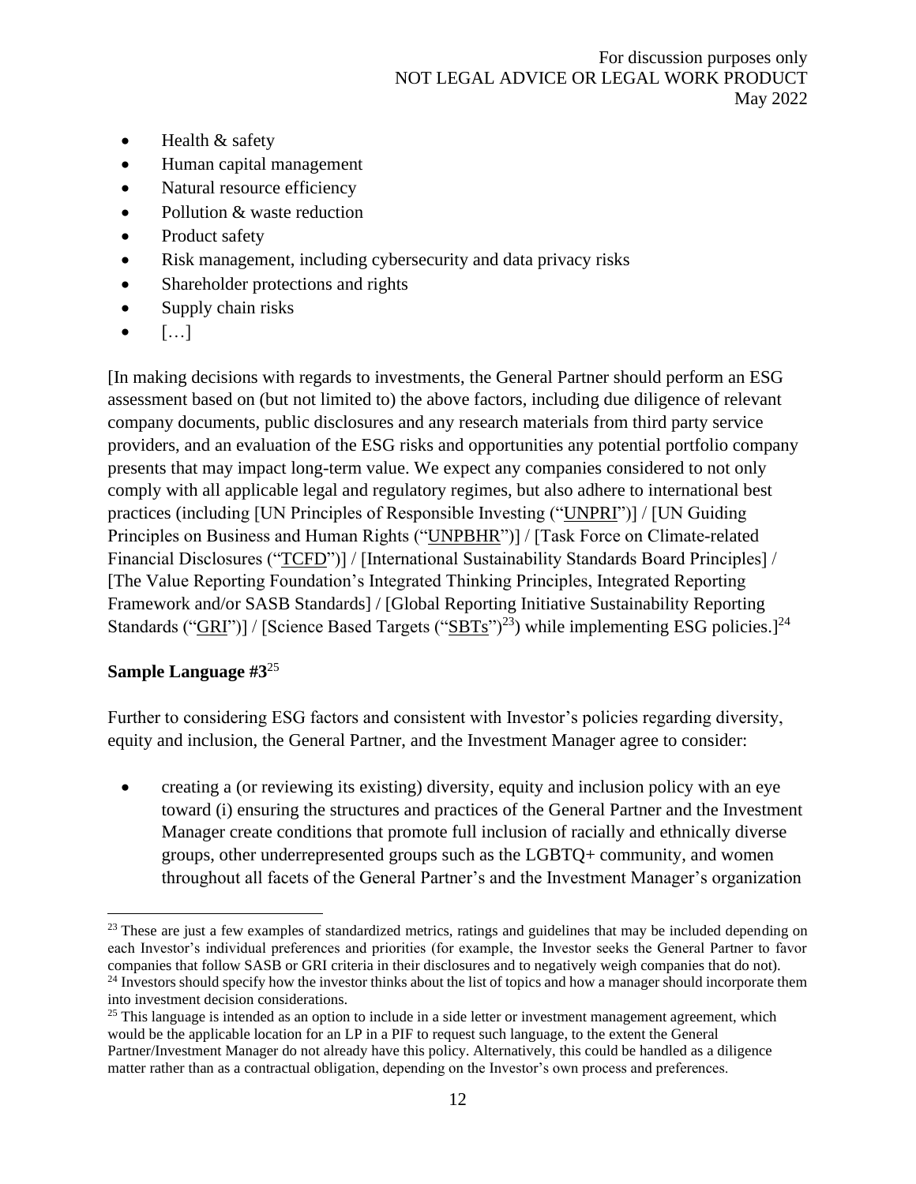- Health & safety
- Human capital management
- Natural resource efficiency
- Pollution & waste reduction
- Product safety
- Risk management, including cybersecurity and data privacy risks
- Shareholder protections and rights
- Supply chain risks
- […]

[In making decisions with regards to investments, the General Partner should perform an ESG assessment based on (but not limited to) the above factors, including due diligence of relevant company documents, public disclosures and any research materials from third party service providers, and an evaluation of the ESG risks and opportunities any potential portfolio company presents that may impact long-term value. We expect any companies considered to not only comply with all applicable legal and regulatory regimes, but also adhere to international best practices (including [UN Principles of Responsible Investing ("UNPRI")] / [UN Guiding Principles on Business and Human Rights ("UNPBHR")] / [Task Force on Climate-related Financial Disclosures ("TCFD")] / [International Sustainability Standards Board Principles] / [The Value Reporting Foundation's Integrated Thinking Principles, Integrated Reporting Framework and/or SASB Standards] / [Global Reporting Initiative Sustainability Reporting Standards ("GRI")] / [Science Based Targets ("SBTs")[23]) while implementing ESG policies.][24]

**Sample Language #3**[25]

Further to considering ESG factors and consistent with Investor's policies regarding diversity, equity and inclusion, the General Partner, and the Investment Manager agree to consider:

- creating a (or reviewing its existing) diversity, equity and inclusion policy with an eye toward (i) ensuring the structures and practices of the General Partner and the Investment Manager create conditions that promote full inclusion of racially and ethnically diverse groups, other underrepresented groups such as the LGBTQ+ community, and women throughout all facets of the General Partner's and the Investment Manager's organization

---

[23] These are just a few examples of standardized metrics, ratings and guidelines that may be included depending on each Investor's individual preferences and priorities (for example, the Investor seeks the General Partner to favor companies that follow SASB or GRI criteria in their disclosures and to negatively weigh companies that do not).

[24] Investors should specify how the investor thinks about the list of topics and how a manager should incorporate them into investment decision considerations.

[25] This language is intended as an option to include in a side letter or investment management agreement, which would be the applicable location for an LP in a PIF to request such language, to the extent the General Partner/Investment Manager do not already have this policy. Alternatively, this could be handled as a diligence matter rather than as a contractual obligation, depending on the Investor's own process and preferences.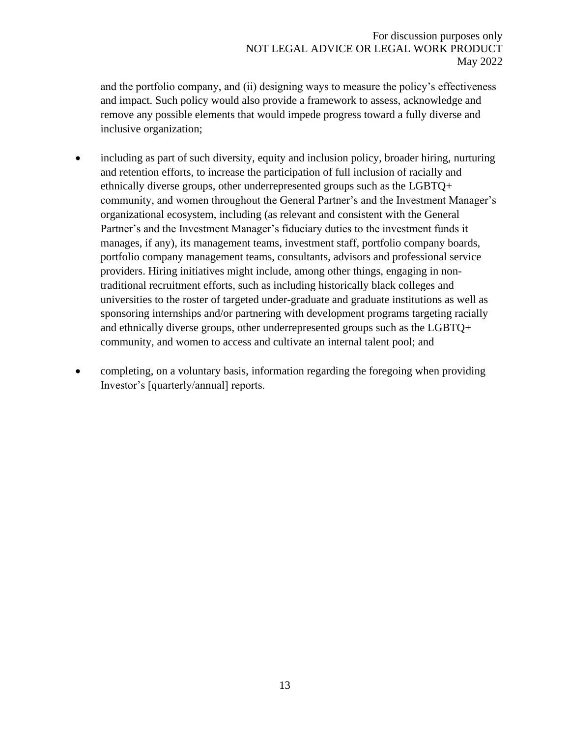and the portfolio company, and (ii) designing ways to measure the policy's effectiveness and impact. Such policy would also provide a framework to assess, acknowledge and remove any possible elements that would impede progress toward a fully diverse and inclusive organization;

- including as part of such diversity, equity and inclusion policy, broader hiring, nurturing and retention efforts, to increase the participation of full inclusion of racially and ethnically diverse groups, other underrepresented groups such as the LGBTQ+ community, and women throughout the General Partner's and the Investment Manager's organizational ecosystem, including (as relevant and consistent with the General Partner's and the Investment Manager's fiduciary duties to the investment funds it manages, if any), its management teams, investment staff, portfolio company boards, portfolio company management teams, consultants, advisors and professional service providers. Hiring initiatives might include, among other things, engaging in non-traditional recruitment efforts, such as including historically black colleges and universities to the roster of targeted under-graduate and graduate institutions as well as sponsoring internships and/or partnering with development programs targeting racially and ethnically diverse groups, other underrepresented groups such as the LGBTQ+ community, and women to access and cultivate an internal talent pool; and

- completing, on a voluntary basis, information regarding the foregoing when providing Investor's [quarterly/annual] reports.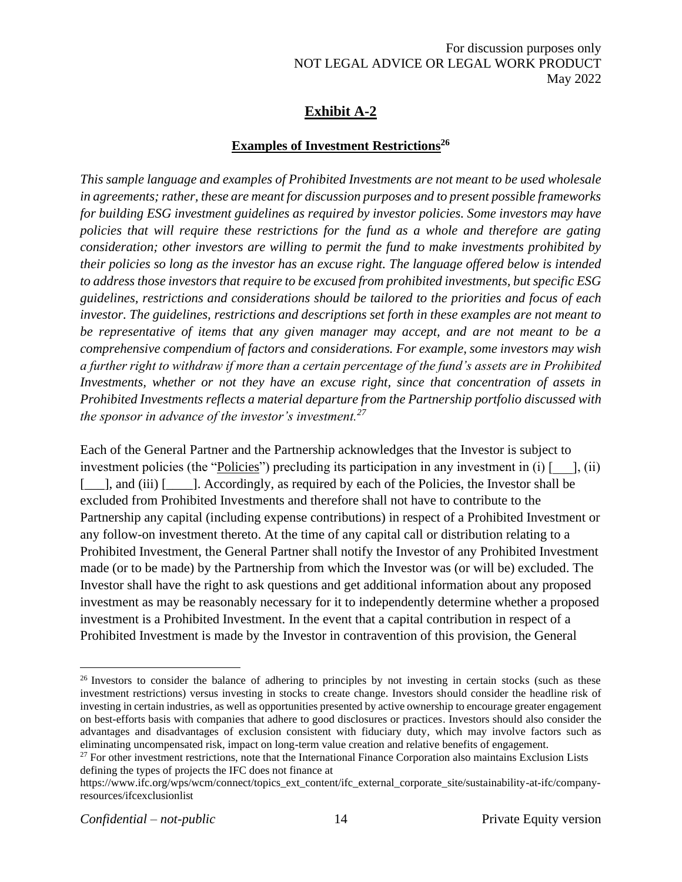## Exhibit A-2

### Examples of Investment Restrictions[26]

*This sample language and examples of Prohibited Investments are not meant to be used wholesale in agreements; rather, these are meant for discussion purposes and to present possible frameworks for building ESG investment guidelines as required by investor policies. Some investors may have policies that will require these restrictions for the fund as a whole and therefore are gating consideration; other investors are willing to permit the fund to make investments prohibited by their policies so long as the investor has an excuse right. The language offered below is intended to address those investors that require to be excused from prohibited investments, but specific ESG guidelines, restrictions and considerations should be tailored to the priorities and focus of each investor. The guidelines, restrictions and descriptions set forth in these examples are not meant to be representative of items that any given manager may accept, and are not meant to be a comprehensive compendium of factors and considerations. For example, some investors may wish a further right to withdraw if more than a certain percentage of the fund's assets are in Prohibited Investments, whether or not they have an excuse right, since that concentration of assets in Prohibited Investments reflects a material departure from the Partnership portfolio discussed with the sponsor in advance of the investor's investment.*[27]

Each of the General Partner and the Partnership acknowledges that the Investor is subject to investment policies (the "Policies") precluding its participation in any investment in (i) [___], (ii) [___], and (iii) [____]. Accordingly, as required by each of the Policies, the Investor shall be excluded from Prohibited Investments and therefore shall not have to contribute to the Partnership any capital (including expense contributions) in respect of a Prohibited Investment or any follow-on investment thereto. At the time of any capital call or distribution relating to a Prohibited Investment, the General Partner shall notify the Investor of any Prohibited Investment made (or to be made) by the Partnership from which the Investor was (or will be) excluded. The Investor shall have the right to ask questions and get additional information about any proposed investment as may be reasonably necessary for it to independently determine whether a proposed investment is a Prohibited Investment. In the event that a capital contribution in respect of a Prohibited Investment is made by the Investor in contravention of this provision, the General

---

[26] Investors to consider the balance of adhering to principles by not investing in certain stocks (such as these investment restrictions) versus investing in stocks to create change. Investors should consider the headline risk of investing in certain industries, as well as opportunities presented by active ownership to encourage greater engagement on best-efforts basis with companies that adhere to good disclosures or practices. Investors should also consider the advantages and disadvantages of exclusion consistent with fiduciary duty, which may involve factors such as eliminating uncompensated risk, impact on long-term value creation and relative benefits of engagement.

[27] For other investment restrictions, note that the International Finance Corporation also maintains Exclusion Lists defining the types of projects the IFC does not finance at https://www.ifc.org/wps/wcm/connect/topics_ext_content/ifc_external_corporate_site/sustainability-at-ifc/company-resources/ifcexclusionlist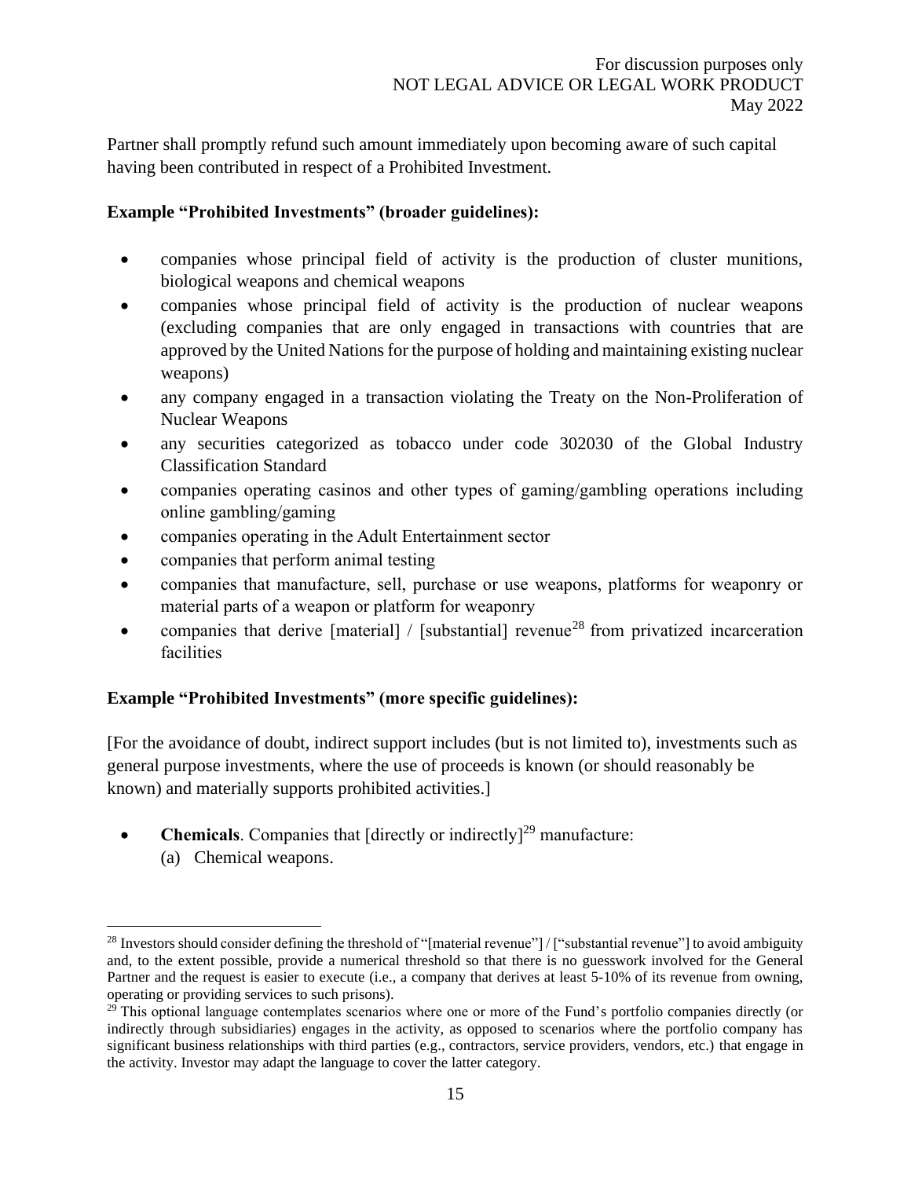Partner shall promptly refund such amount immediately upon becoming aware of such capital having been contributed in respect of a Prohibited Investment.

**Example "Prohibited Investments" (broader guidelines):**

- companies whose principal field of activity is the production of cluster munitions, biological weapons and chemical weapons
- companies whose principal field of activity is the production of nuclear weapons (excluding companies that are only engaged in transactions with countries that are approved by the United Nations for the purpose of holding and maintaining existing nuclear weapons)
- any company engaged in a transaction violating the Treaty on the Non-Proliferation of Nuclear Weapons
- any securities categorized as tobacco under code 302030 of the Global Industry Classification Standard
- companies operating casinos and other types of gaming/gambling operations including online gambling/gaming
- companies operating in the Adult Entertainment sector
- companies that perform animal testing
- companies that manufacture, sell, purchase or use weapons, platforms for weaponry or material parts of a weapon or platform for weaponry
- companies that derive [material] / [substantial] revenue[28] from privatized incarceration facilities

**Example "Prohibited Investments" (more specific guidelines):**

[For the avoidance of doubt, indirect support includes (but is not limited to), investments such as general purpose investments, where the use of proceeds is known (or should reasonably be known) and materially supports prohibited activities.]

- **Chemicals**. Companies that [directly or indirectly][29] manufacture:
  (a) Chemical weapons.

---

[28] Investors should consider defining the threshold of "[material revenue"] / ["substantial revenue"] to avoid ambiguity and, to the extent possible, provide a numerical threshold so that there is no guesswork involved for the General Partner and the request is easier to execute (i.e., a company that derives at least 5-10% of its revenue from owning, operating or providing services to such prisons).

[29] This optional language contemplates scenarios where one or more of the Fund's portfolio companies directly (or indirectly through subsidiaries) engages in the activity, as opposed to scenarios where the portfolio company has significant business relationships with third parties (e.g., contractors, service providers, vendors, etc.) that engage in the activity. Investor may adapt the language to cover the latter category.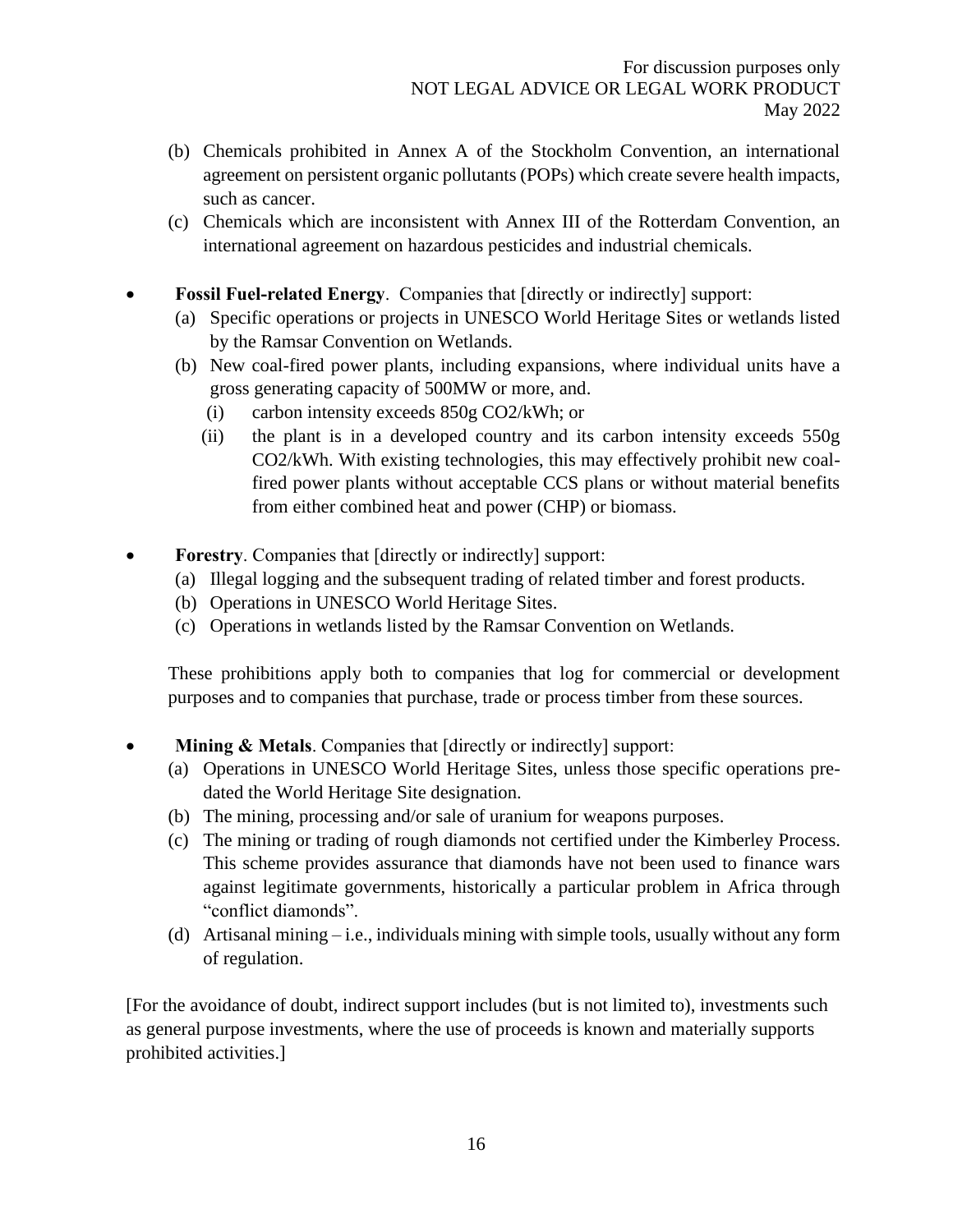(b) Chemicals prohibited in Annex A of the Stockholm Convention, an international agreement on persistent organic pollutants (POPs) which create severe health impacts, such as cancer.

(c) Chemicals which are inconsistent with Annex III of the Rotterdam Convention, an international agreement on hazardous pesticides and industrial chemicals.

- **Fossil Fuel-related Energy**. Companies that [directly or indirectly] support:
  (a) Specific operations or projects in UNESCO World Heritage Sites or wetlands listed by the Ramsar Convention on Wetlands.
  (b) New coal-fired power plants, including expansions, where individual units have a gross generating capacity of 500MW or more, and.
    (i) carbon intensity exceeds 850g $CO_2$/kWh; or
    (ii) the plant is in a developed country and its carbon intensity exceeds 550g $CO_2$/kWh. With existing technologies, this may effectively prohibit new coal-fired power plants without acceptable CCS plans or without material benefits from either combined heat and power (CHP) or biomass.

- **Forestry**. Companies that [directly or indirectly] support:
  (a) Illegal logging and the subsequent trading of related timber and forest products.
  (b) Operations in UNESCO World Heritage Sites.
  (c) Operations in wetlands listed by the Ramsar Convention on Wetlands.

  These prohibitions apply both to companies that log for commercial or development purposes and to companies that purchase, trade or process timber from these sources.

- **Mining & Metals**. Companies that [directly or indirectly] support:
  (a) Operations in UNESCO World Heritage Sites, unless those specific operations pre-dated the World Heritage Site designation.
  (b) The mining, processing and/or sale of uranium for weapons purposes.
  (c) The mining or trading of rough diamonds not certified under the Kimberley Process. This scheme provides assurance that diamonds have not been used to finance wars against legitimate governments, historically a particular problem in Africa through "conflict diamonds".
  (d) Artisanal mining – i.e., individuals mining with simple tools, usually without any form of regulation.

[For the avoidance of doubt, indirect support includes (but is not limited to), investments such as general purpose investments, where the use of proceeds is known and materially supports prohibited activities.]